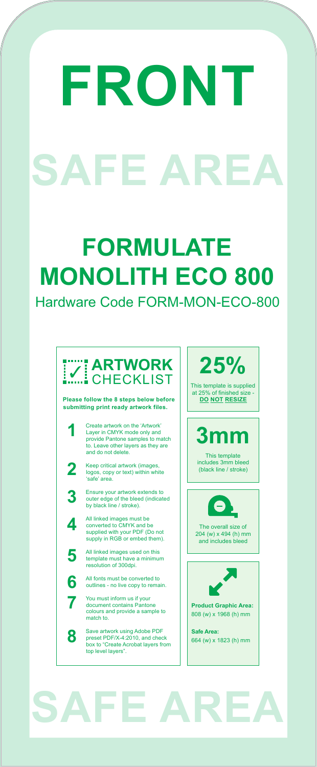# FRONT

SAFE AREA

# FORMULATE MONOLITH ECO 800

Hardware Code FORM-MON-ECO-800

## ARTWORK CHECKLIST

**Please follow the 8 steps below before submitting print ready artwork files.**

1. Create artwork on the 'Artwork' Layer in CMYK mode only and provide Pantone samples to match to. Leave other layers as they are and do not delete.
2. Keep critical artwork (images, logos, copy or text) within white 'safe' area.
3. Ensure your artwork extends to outer edge of the bleed (indicated by black line / stroke).
4. All linked images must be converted to CMYK and be supplied with your PDF (Do not supply in RGB or embed them).
5. All linked images used on this template must have a minimum resolution of 300dpi.
6. All fonts must be converted to outlines - no live copy to remain.
7. You must inform us if your document contains Pantone colours and provide a sample to match to.
8. Save artwork using Adobe PDF preset PDF/X-4:2010, and check box to "Create Acrobat layers from top level layers".

## 25%

This template is supplied at 25% of finished size - **DO NOT RESIZE**

## 3mm

This template includes 3mm bleed (black line / stroke)

The overall size of 204 (w) x 494 (h) mm and includes bleed

**Product Graphic Area:**
808 (w) x 1968 (h) mm

**Safe Area:**
664 (w) x 1823 (h) mm

SAFE AREA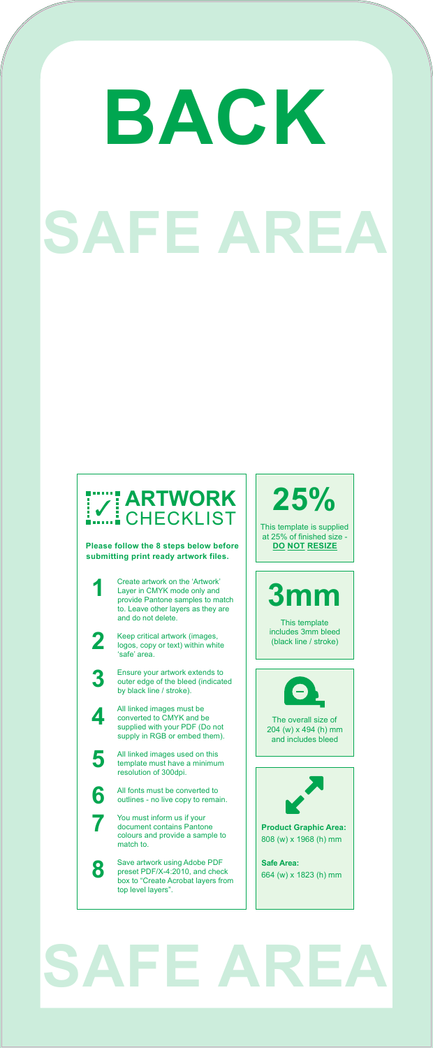# BACK

# SAFE AREA

## ARTWORK CHECKLIST

**Please follow the 8 steps below before submitting print ready artwork files.**

1. Create artwork on the 'Artwork' Layer in CMYK mode only and provide Pantone samples to match to. Leave other layers as they are and do not delete.
2. Keep critical artwork (images, logos, copy or text) within white 'safe' area.
3. Ensure your artwork extends to outer edge of the bleed (indicated by black line / stroke).
4. All linked images must be converted to CMYK and be supplied with your PDF (Do not supply in RGB or embed them).
5. All linked images used on this template must have a minimum resolution of 300dpi.
6. All fonts must be converted to outlines - no live copy to remain.
7. You must inform us if your document contains Pantone colours and provide a sample to match to.
8. Save artwork using Adobe PDF preset PDF/X-4:2010, and check box to "Create Acrobat layers from top level layers".

## 25%

This template is supplied at 25% of finished size - **DO NOT RESIZE**

## 3mm

This template includes 3mm bleed (black line / stroke)

The overall size of 204 (w) x 494 (h) mm and includes bleed

**Product Graphic Area:**
808 (w) x 1968 (h) mm

**Safe Area:**
664 (w) x 1823 (h) mm

# SAFE AREA